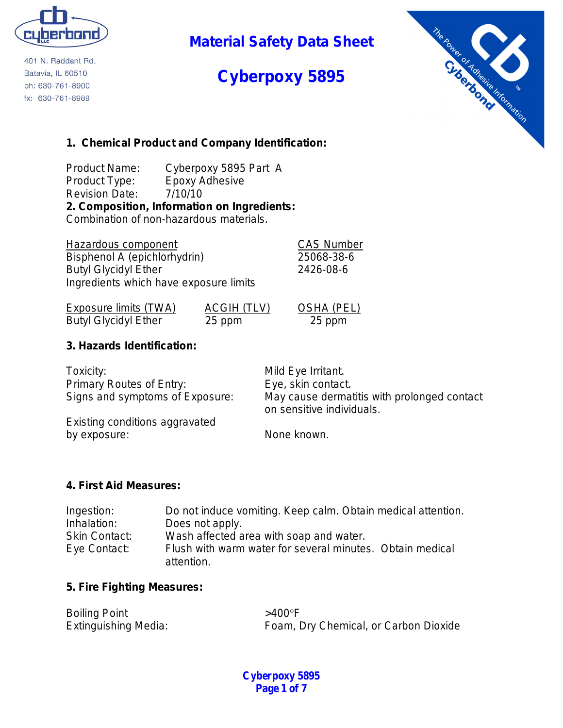cyberbond

401 N. Raddant Rd.
Batavia, IL 60510
ph: 630-761-8900
fx: 630-761-8989

# Material Safety Data Sheet

# Cyberpoxy 5895

The Power of Adhesive Information
Cyberbond

## 1. Chemical Product and Company Identification:

Product Name: Cyberpoxy 5895 Part A
Product Type: Epoxy Adhesive
Revision Date: 7/10/10

## 2. Composition, Information on Ingredients:

Combination of non-hazardous materials.

| Hazardous component | CAS Number |
|---|---|
| Bisphenol A (epichlorhydrin) | 25068-38-6 |
| Butyl Glycidyl Ether | 2426-08-6 |

Ingredients which have exposure limits

| Exposure limits (TWA) | ACGIH (TLV) | OSHA (PEL) |
|---|---|---|
| Butyl Glycidyl Ether | 25 ppm | 25 ppm |

## 3. Hazards Identification:

| | |
|---|---|
| Toxicity: | Mild Eye Irritant. |
| Primary Routes of Entry: | Eye, skin contact. |
| Signs and symptoms of Exposure: | May cause dermatitis with prolonged contact on sensitive individuals. |
| Existing conditions aggravated by exposure: | None known. |

## 4. First Aid Measures:

| | |
|---|---|
| Ingestion: | Do not induce vomiting. Keep calm. Obtain medical attention. |
| Inhalation: | Does not apply. |
| Skin Contact: | Wash affected area with soap and water. |
| Eye Contact: | Flush with warm water for several minutes. Obtain medical attention. |

## 5. Fire Fighting Measures:

| | |
|---|---|
| Boiling Point | >400°F |
| Extinguishing Media: | Foam, Dry Chemical, or Carbon Dioxide |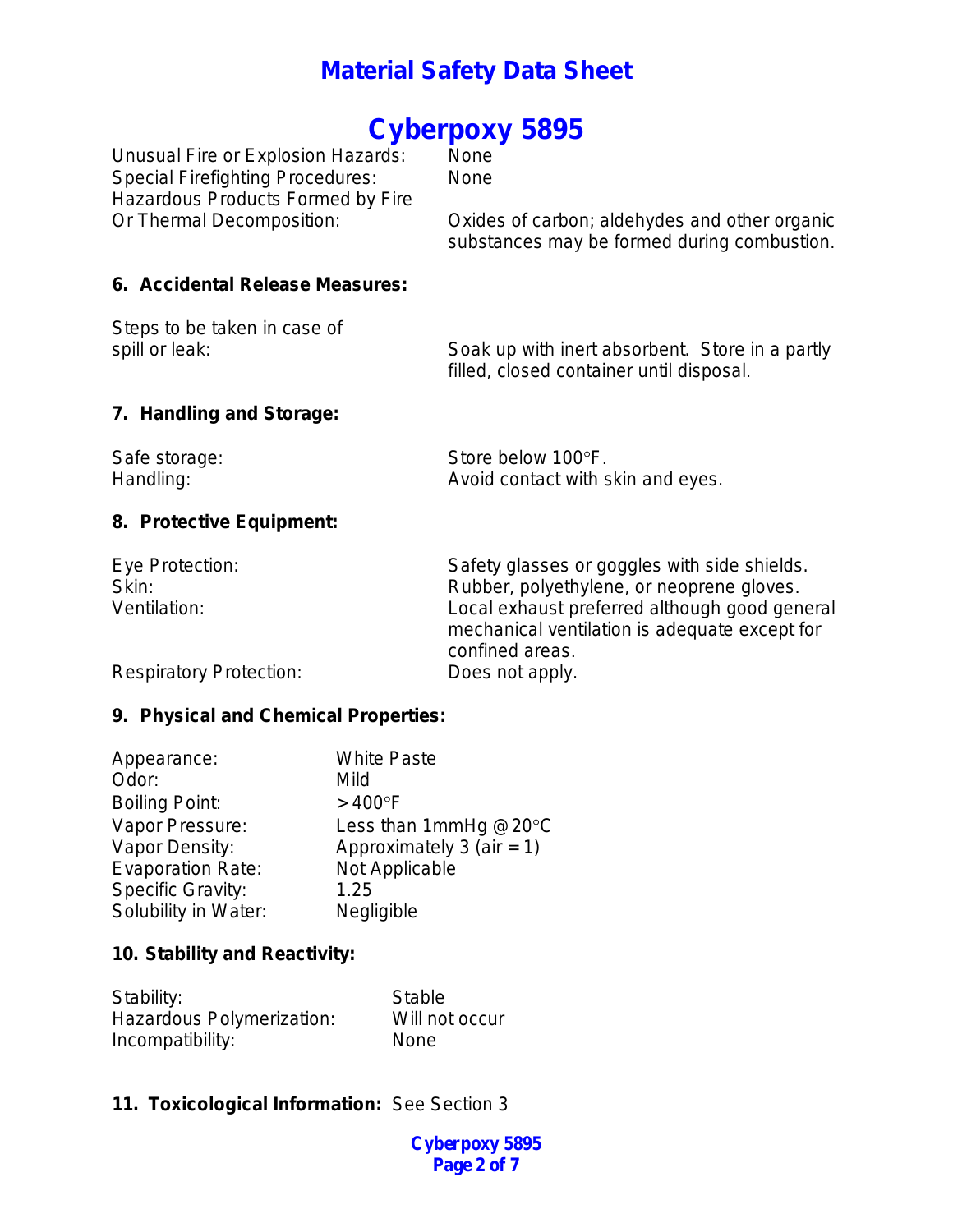# Material Safety Data Sheet

# Cyberpoxy 5895

| | |
|---|---|
| Unusual Fire or Explosion Hazards: | None |
| Special Firefighting Procedures: | None |
| Hazardous Products Formed by Fire Or Thermal Decomposition: | Oxides of carbon; aldehydes and other organic substances may be formed during combustion. |

### 6. Accidental Release Measures:

| | |
|---|---|
| Steps to be taken in case of spill or leak: | Soak up with inert absorbent. Store in a partly filled, closed container until disposal. |

### 7. Handling and Storage:

| | |
|---|---|
| Safe storage: | Store below 100°F. |
| Handling: | Avoid contact with skin and eyes. |

### 8. Protective Equipment:

| | |
|---|---|
| Eye Protection: | Safety glasses or goggles with side shields. |
| Skin: | Rubber, polyethylene, or neoprene gloves. |
| Ventilation: | Local exhaust preferred although good general mechanical ventilation is adequate except for confined areas. |
| Respiratory Protection: | Does not apply. |

### 9. Physical and Chemical Properties:

| | |
|---|---|
| Appearance: | White Paste |
| Odor: | Mild |
| Boiling Point: | >400°F |
| Vapor Pressure: | Less than 1mmHg @ 20°C |
| Vapor Density: | Approximately 3 (air = 1) |
| Evaporation Rate: | Not Applicable |
| Specific Gravity: | 1.25 |
| Solubility in Water: | Negligible |

### 10. Stability and Reactivity:

| | |
|---|---|
| Stability: | Stable |
| Hazardous Polymerization: | Will not occur |
| Incompatibility: | None |

### 11. Toxicological Information: See Section 3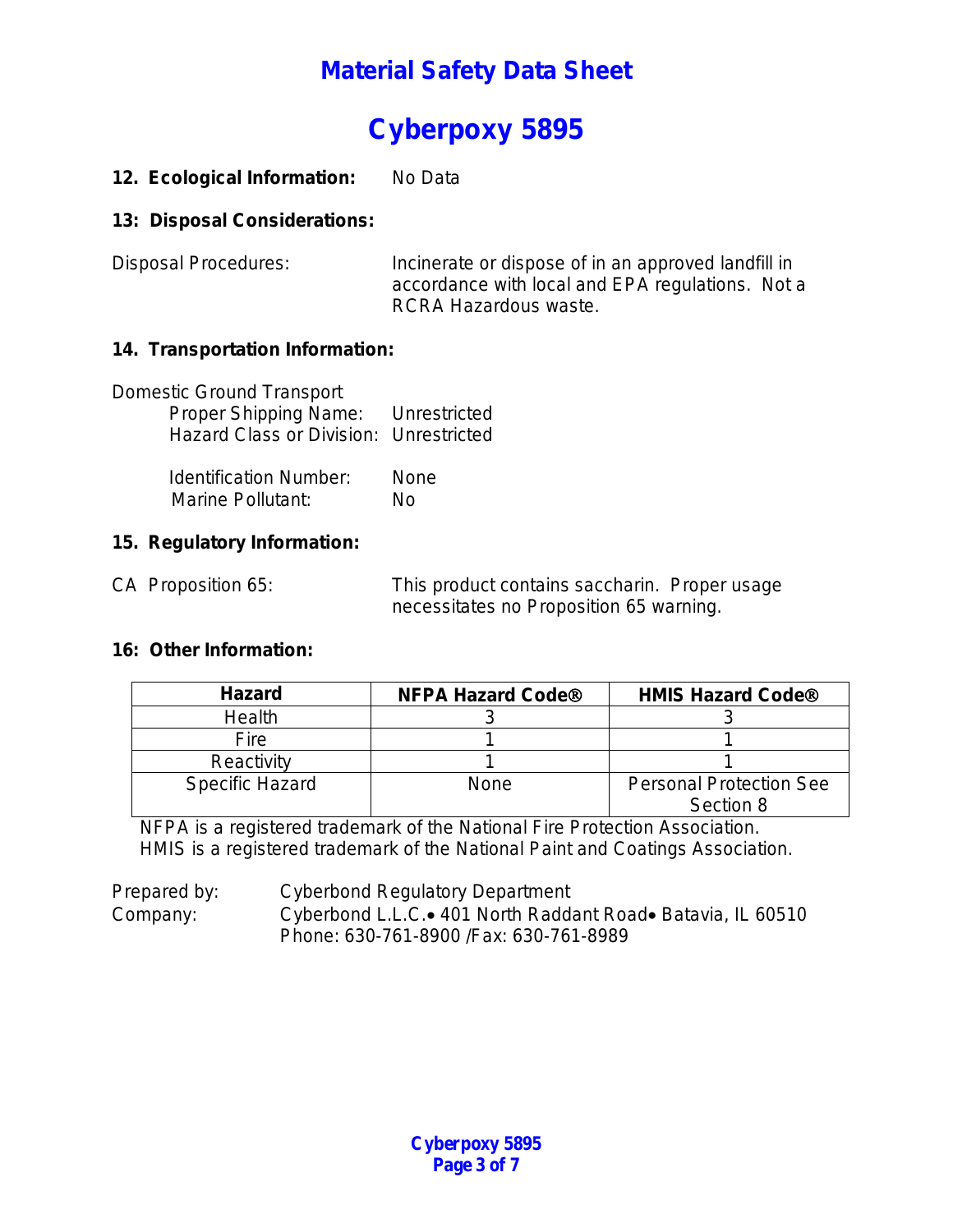# Material Safety Data Sheet

# Cyberpoxy 5895

**12. Ecological Information:** No Data

**13: Disposal Considerations:**

Disposal Procedures: Incinerate or dispose of in an approved landfill in accordance with local and EPA regulations. Not a RCRA Hazardous waste.

**14. Transportation Information:**

Domestic Ground Transport
- Proper Shipping Name: Unrestricted
- Hazard Class or Division: Unrestricted
- Identification Number: None
- Marine Pollutant: No

**15. Regulatory Information:**

CA Proposition 65: This product contains saccharin. Proper usage necessitates no Proposition 65 warning.

**16: Other Information:**

| Hazard | NFPA Hazard Code® | HMIS Hazard Code® |
|---|---|---|
| Health | 3 | 3 |
| Fire | 1 | 1 |
| Reactivity | 1 | 1 |
| Specific Hazard | None | Personal Protection See Section 8 |

NFPA is a registered trademark of the National Fire Protection Association.
HMIS is a registered trademark of the National Paint and Coatings Association.

Prepared by: Cyberbond Regulatory Department
Company: Cyberbond L.L.C.• 401 North Raddant Road• Batavia, IL 60510
Phone: 630-761-8900 /Fax: 630-761-8989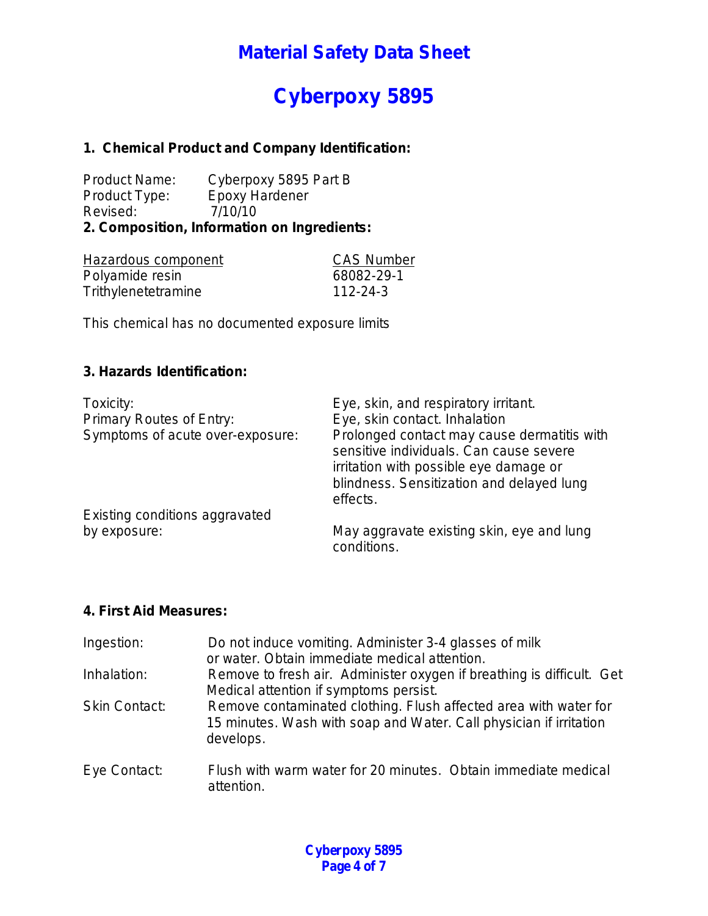# Material Safety Data Sheet

# Cyberpoxy 5895

## 1. Chemical Product and Company Identification:

Product Name: Cyberpoxy 5895 Part B
Product Type: Epoxy Hardener
Revised: 7/10/10

## 2. Composition, Information on Ingredients:

| Hazardous component | CAS Number |
|---|---|
| Polyamide resin | 68082-29-1 |
| Trithylenetetramine | 112-24-3 |

This chemical has no documented exposure limits

## 3. Hazards Identification:

| | |
|---|---|
| Toxicity: | Eye, skin, and respiratory irritant. |
| Primary Routes of Entry: | Eye, skin contact. Inhalation |
| Symptoms of acute over-exposure: | Prolonged contact may cause dermatitis with sensitive individuals. Can cause severe irritation with possible eye damage or blindness. Sensitization and delayed lung effects. |
| Existing conditions aggravated by exposure: | May aggravate existing skin, eye and lung conditions. |

## 4. First Aid Measures:

| | |
|---|---|
| Ingestion: | Do not induce vomiting. Administer 3-4 glasses of milk or water. Obtain immediate medical attention. |
| Inhalation: | Remove to fresh air. Administer oxygen if breathing is difficult. Get Medical attention if symptoms persist. |
| Skin Contact: | Remove contaminated clothing. Flush affected area with water for 15 minutes. Wash with soap and Water. Call physician if irritation develops. |
| Eye Contact: | Flush with warm water for 20 minutes. Obtain immediate medical attention. |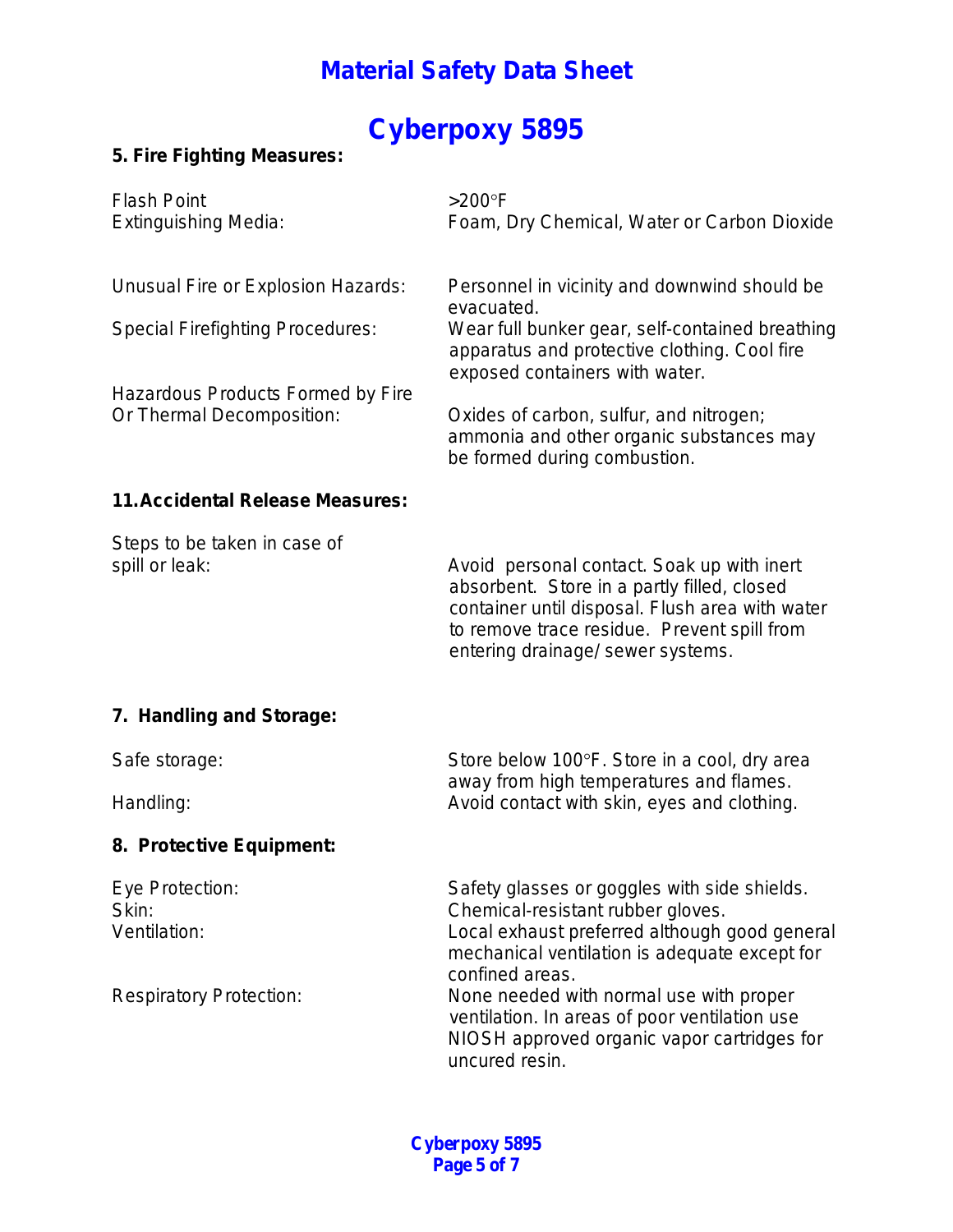# Material Safety Data Sheet

# Cyberpoxy 5895

### 5. Fire Fighting Measures:

| | |
|---|---|
| Flash Point | >200°F |
| Extinguishing Media: | Foam, Dry Chemical, Water or Carbon Dioxide |
| Unusual Fire or Explosion Hazards: | Personnel in vicinity and downwind should be evacuated. |
| Special Firefighting Procedures: | Wear full bunker gear, self-contained breathing apparatus and protective clothing. Cool fire exposed containers with water. |
| Hazardous Products Formed by Fire Or Thermal Decomposition: | Oxides of carbon, sulfur, and nitrogen; ammonia and other organic substances may be formed during combustion. |

### 11. Accidental Release Measures:

| | |
|---|---|
| Steps to be taken in case of spill or leak: | Avoid personal contact. Soak up with inert absorbent. Store in a partly filled, closed container until disposal. Flush area with water to remove trace residue. Prevent spill from entering drainage/ sewer systems. |

### 7. Handling and Storage:

| | |
|---|---|
| Safe storage: | Store below 100°F. Store in a cool, dry area away from high temperatures and flames. |
| Handling: | Avoid contact with skin, eyes and clothing. |

### 8. Protective Equipment:

| | |
|---|---|
| Eye Protection: | Safety glasses or goggles with side shields. |
| Skin: | Chemical-resistant rubber gloves. |
| Ventilation: | Local exhaust preferred although good general mechanical ventilation is adequate except for confined areas. |
| Respiratory Protection: | None needed with normal use with proper ventilation. In areas of poor ventilation use NIOSH approved organic vapor cartridges for uncured resin. |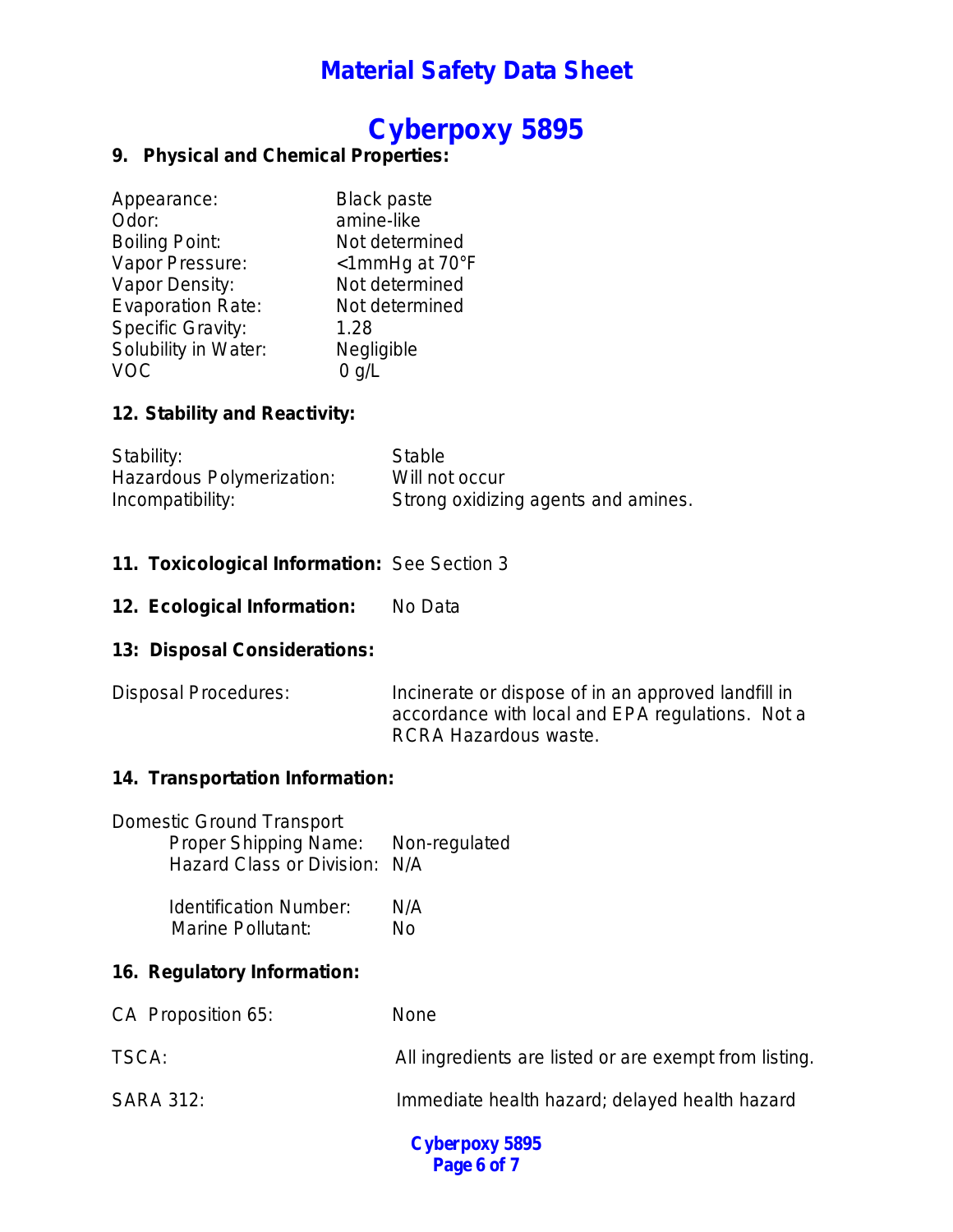# Material Safety Data Sheet

# Cyberpoxy 5895

## 9. Physical and Chemical Properties:

| | |
|---|---|
| Appearance: | Black paste |
| Odor: | amine-like |
| Boiling Point: | Not determined |
| Vapor Pressure: | <1mmHg at 70°F |
| Vapor Density: | Not determined |
| Evaporation Rate: | Not determined |
| Specific Gravity: | 1.28 |
| Solubility in Water: | Negligible |
| VOC | 0 g/L |

## 12. Stability and Reactivity:

| | |
|---|---|
| Stability: | Stable |
| Hazardous Polymerization: | Will not occur |
| Incompatibility: | Strong oxidizing agents and amines. |

## 11. Toxicological Information: See Section 3

## 12. Ecological Information: No Data

## 13: Disposal Considerations:

Disposal Procedures: Incinerate or dispose of in an approved landfill in accordance with local and EPA regulations. Not a RCRA Hazardous waste.

## 14. Transportation Information:

Domestic Ground Transport

| | |
|---|---|
| Proper Shipping Name: | Non-regulated |
| Hazard Class or Division: | N/A |
| Identification Number: | N/A |
| Marine Pollutant: | No |

## 16. Regulatory Information:

| | |
|---|---|
| CA Proposition 65: | None |
| TSCA: | All ingredients are listed or are exempt from listing. |
| SARA 312: | Immediate health hazard; delayed health hazard |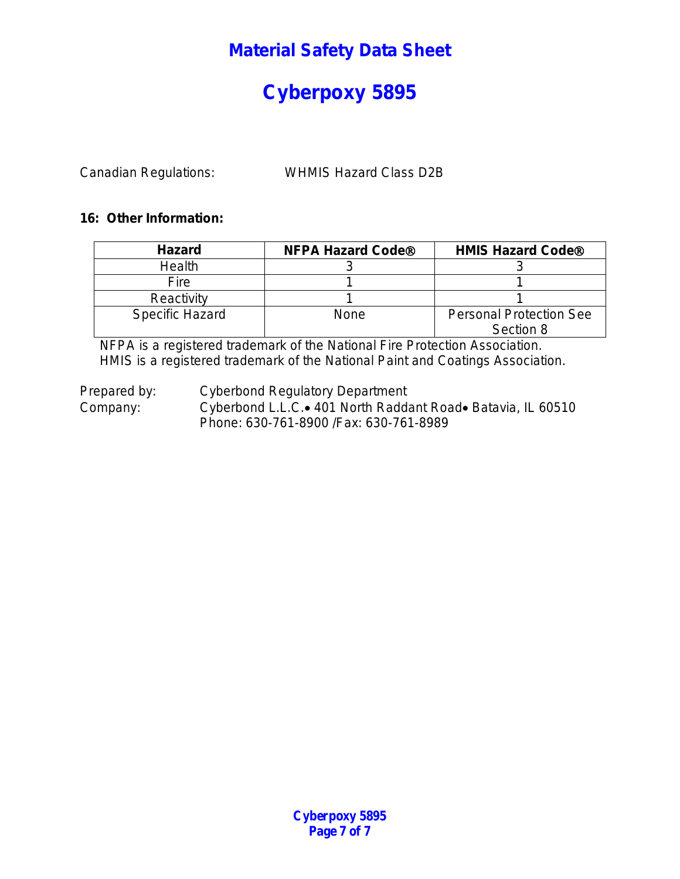Canadian Regulations: WHMIS Hazard Class D2B

**16: Other Information:**

| Hazard | NFPA Hazard Code® | HMIS Hazard Code® |
|---|---|---|
| Health | 3 | 3 |
| Fire | 1 | 1 |
| Reactivity | 1 | 1 |
| Specific Hazard | None | Personal Protection See Section 8 |

NFPA is a registered trademark of the National Fire Protection Association.
HMIS is a registered trademark of the National Paint and Coatings Association.

Prepared by: Cyberbond Regulatory Department
Company: Cyberbond L.L.C.• 401 North Raddant Road• Batavia, IL 60510
Phone: 630-761-8900 /Fax: 630-761-8989